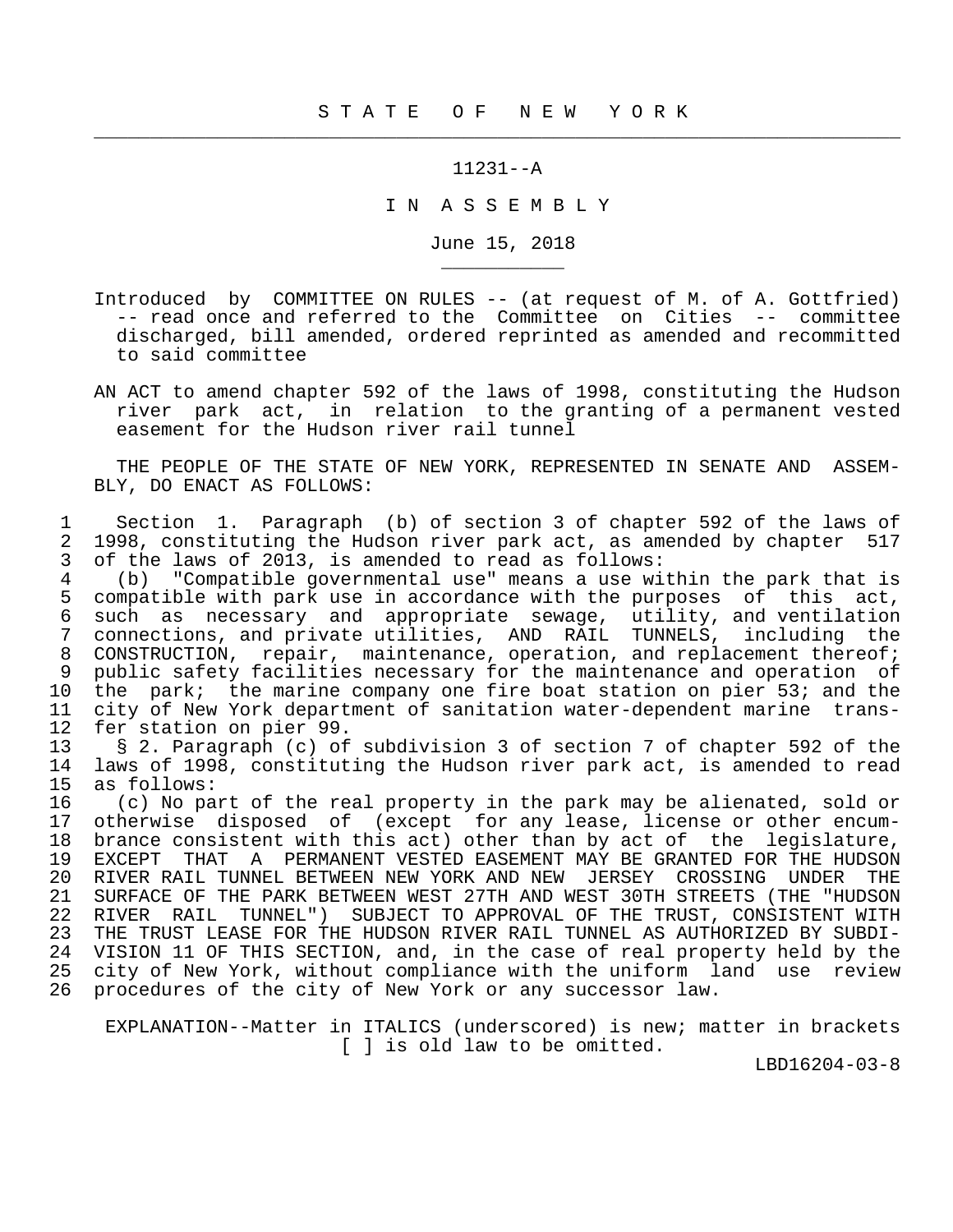S T A T E   O F   N E W   Y O R K

11231--A

I N  A S S E M B L Y

June 15, 2018

Introduced by COMMITTEE ON RULES -- (at request of M. of A. Gottfried) -- read once and referred to the Committee on Cities -- committee discharged, bill amended, ordered reprinted as amended and recommitted to said committee

AN ACT to amend chapter 592 of the laws of 1998, constituting the Hudson river park act, in relation to the granting of a permanent vested easement for the Hudson river rail tunnel

THE PEOPLE OF THE STATE OF NEW YORK, REPRESENTED IN SENATE AND ASSEMBLY, DO ENACT AS FOLLOWS:

1 Section 1. Paragraph (b) of section 3 of chapter 592 of the laws of
2 1998, constituting the Hudson river park act, as amended by chapter 517
3 of the laws of 2013, is amended to read as follows:
4 (b) "Compatible governmental use" means a use within the park that is
5 compatible with park use in accordance with the purposes of this act,
6 such as necessary and appropriate sewage, utility, and ventilation
7 connections, and private utilities, AND RAIL TUNNELS, including the
8 CONSTRUCTION, repair, maintenance, operation, and replacement thereof;
9 public safety facilities necessary for the maintenance and operation of
10 the park; the marine company one fire boat station on pier 53; and the
11 city of New York department of sanitation water-dependent marine trans-
12 fer station on pier 99.
13 § 2. Paragraph (c) of subdivision 3 of section 7 of chapter 592 of the
14 laws of 1998, constituting the Hudson river park act, is amended to read
15 as follows:
16 (c) No part of the real property in the park may be alienated, sold or
17 otherwise disposed of (except for any lease, license or other encum-
18 brance consistent with this act) other than by act of the legislature,
19 EXCEPT THAT A PERMANENT VESTED EASEMENT MAY BE GRANTED FOR THE HUDSON
20 RIVER RAIL TUNNEL BETWEEN NEW YORK AND NEW JERSEY CROSSING UNDER THE
21 SURFACE OF THE PARK BETWEEN WEST 27TH AND WEST 30TH STREETS (THE "HUDSON
22 RIVER RAIL TUNNEL") SUBJECT TO APPROVAL OF THE TRUST, CONSISTENT WITH
23 THE TRUST LEASE FOR THE HUDSON RIVER RAIL TUNNEL AS AUTHORIZED BY SUBDI-
24 VISION 11 OF THIS SECTION, and, in the case of real property held by the
25 city of New York, without compliance with the uniform land use review
26 procedures of the city of New York or any successor law.

EXPLANATION--Matter in ITALICS (underscored) is new; matter in brackets [ ] is old law to be omitted.

LBD16204-03-8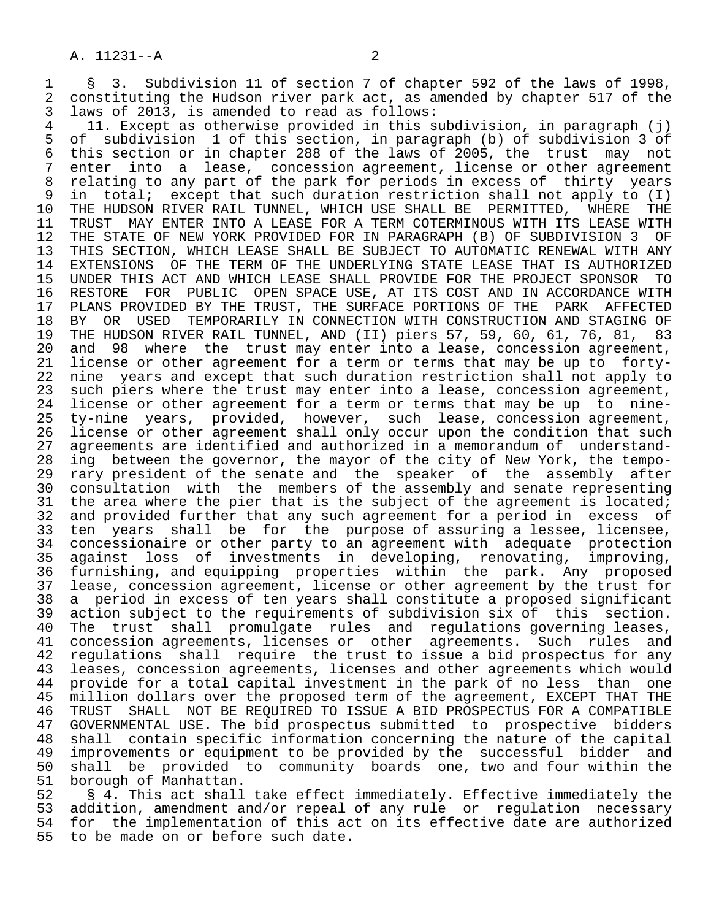§ 3. Subdivision 11 of section 7 of chapter 592 of the laws of 1998, constituting the Hudson river park act, as amended by chapter 517 of the laws of 2013, is amended to read as follows:

11. Except as otherwise provided in this subdivision, in paragraph (j) of subdivision 1 of this section, in paragraph (b) of subdivision 3 of this section or in chapter 288 of the laws of 2005, the trust may not enter into a lease, concession agreement, license or other agreement relating to any part of the park for periods in excess of thirty years in total; except that such duration restriction shall not apply to (I) THE HUDSON RIVER RAIL TUNNEL, WHICH USE SHALL BE PERMITTED, WHERE THE TRUST MAY ENTER INTO A LEASE FOR A TERM COTERMINOUS WITH ITS LEASE WITH THE STATE OF NEW YORK PROVIDED FOR IN PARAGRAPH (B) OF SUBDIVISION 3 OF THIS SECTION, WHICH LEASE SHALL BE SUBJECT TO AUTOMATIC RENEWAL WITH ANY EXTENSIONS OF THE TERM OF THE UNDERLYING STATE LEASE THAT IS AUTHORIZED UNDER THIS ACT AND WHICH LEASE SHALL PROVIDE FOR THE PROJECT SPONSOR TO RESTORE FOR PUBLIC OPEN SPACE USE, AT ITS COST AND IN ACCORDANCE WITH PLANS PROVIDED BY THE TRUST, THE SURFACE PORTIONS OF THE PARK AFFECTED BY OR USED TEMPORARILY IN CONNECTION WITH CONSTRUCTION AND STAGING OF THE HUDSON RIVER RAIL TUNNEL, AND (II) piers 57, 59, 60, 61, 76, 81, 83 and 98 where the trust may enter into a lease, concession agreement, license or other agreement for a term or terms that may be up to forty-nine years and except that such duration restriction shall not apply to such piers where the trust may enter into a lease, concession agreement, license or other agreement for a term or terms that may be up to ninety-nine years, provided, however, such lease, concession agreement, license or other agreement shall only occur upon the condition that such agreements are identified and authorized in a memorandum of understanding between the governor, the mayor of the city of New York, the temporary president of the senate and the speaker of the assembly after consultation with the members of the assembly and senate representing the area where the pier that is the subject of the agreement is located; and provided further that any such agreement for a period in excess of ten years shall be for the purpose of assuring a lessee, licensee, concessionaire or other party to an agreement with adequate protection against loss of investments in developing, renovating, improving, furnishing, and equipping properties within the park. Any proposed lease, concession agreement, license or other agreement by the trust for a period in excess of ten years shall constitute a proposed significant action subject to the requirements of subdivision six of this section. The trust shall promulgate rules and regulations governing leases, concession agreements, licenses or other agreements. Such rules and regulations shall require the trust to issue a bid prospectus for any leases, concession agreements, licenses and other agreements which would provide for a total capital investment in the park of no less than one million dollars over the proposed term of the agreement, EXCEPT THAT THE TRUST SHALL NOT BE REQUIRED TO ISSUE A BID PROSPECTUS FOR A COMPATIBLE GOVERNMENTAL USE. The bid prospectus submitted to prospective bidders shall contain specific information concerning the nature of the capital improvements or equipment to be provided by the successful bidder and shall be provided to community boards one, two and four within the borough of Manhattan.

§ 4. This act shall take effect immediately. Effective immediately the addition, amendment and/or repeal of any rule or regulation necessary for the implementation of this act on its effective date are authorized to be made on or before such date.